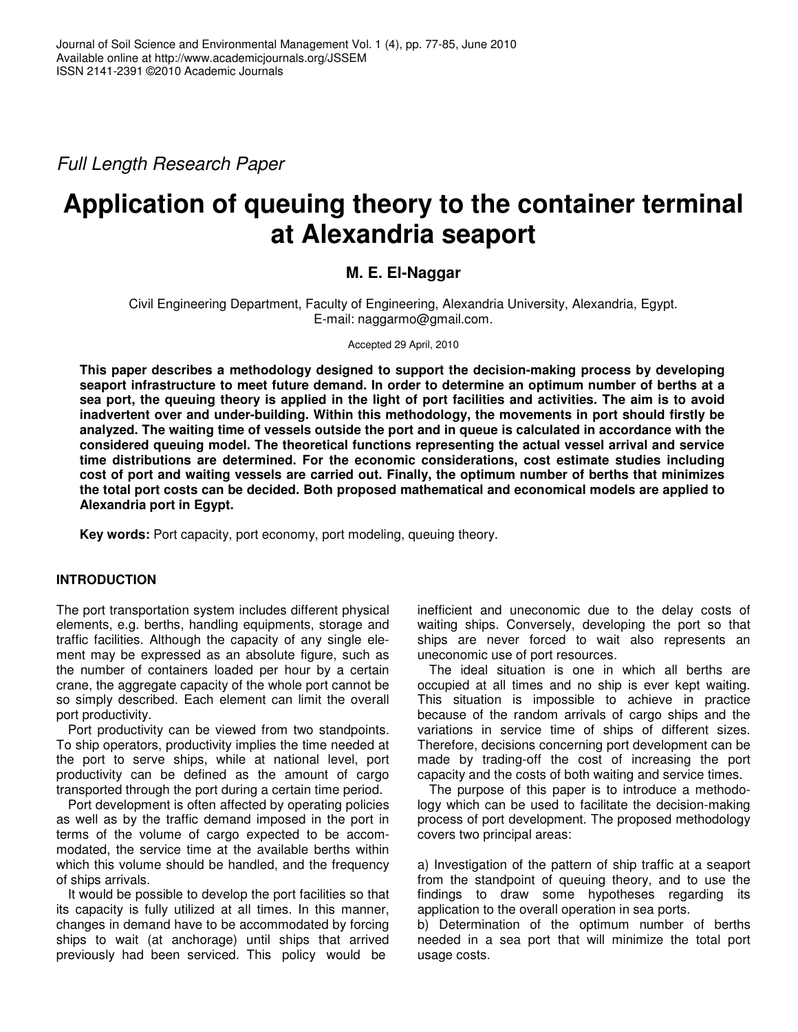*Full Length Research Paper*

# Application of queuing theory to the container terminal at Alexandria seaport

**M. E. El-Naggar**

Civil Engineering Department, Faculty of Engineering, Alexandria University, Alexandria, Egypt.
E-mail: naggarmo@gmail.com.

Accepted 29 April, 2010

**This paper describes a methodology designed to support the decision-making process by developing seaport infrastructure to meet future demand. In order to determine an optimum number of berths at a sea port, the queuing theory is applied in the light of port facilities and activities. The aim is to avoid inadvertent over and under-building. Within this methodology, the movements in port should firstly be analyzed. The waiting time of vessels outside the port and in queue is calculated in accordance with the considered queuing model. The theoretical functions representing the actual vessel arrival and service time distributions are determined. For the economic considerations, cost estimate studies including cost of port and waiting vessels are carried out. Finally, the optimum number of berths that minimizes the total port costs can be decided. Both proposed mathematical and economical models are applied to Alexandria port in Egypt.**

**Key words:** Port capacity, port economy, port modeling, queuing theory.

## INTRODUCTION

The port transportation system includes different physical elements, e.g. berths, handling equipments, storage and traffic facilities. Although the capacity of any single element may be expressed as an absolute figure, such as the number of containers loaded per hour by a certain crane, the aggregate capacity of the whole port cannot be so simply described. Each element can limit the overall port productivity.

Port productivity can be viewed from two standpoints. To ship operators, productivity implies the time needed at the port to serve ships, while at national level, port productivity can be defined as the amount of cargo transported through the port during a certain time period.

Port development is often affected by operating policies as well as by the traffic demand imposed in the port in terms of the volume of cargo expected to be accommodated, the service time at the available berths within which this volume should be handled, and the frequency of ships arrivals.

It would be possible to develop the port facilities so that its capacity is fully utilized at all times. In this manner, changes in demand have to be accommodated by forcing ships to wait (at anchorage) until ships that arrived previously had been serviced. This policy would be inefficient and uneconomic due to the delay costs of waiting ships. Conversely, developing the port so that ships are never forced to wait also represents an uneconomic use of port resources.

The ideal situation is one in which all berths are occupied at all times and no ship is ever kept waiting. This situation is impossible to achieve in practice because of the random arrivals of cargo ships and the variations in service time of ships of different sizes. Therefore, decisions concerning port development can be made by trading-off the cost of increasing the port capacity and the costs of both waiting and service times.

The purpose of this paper is to introduce a methodology which can be used to facilitate the decision-making process of port development. The proposed methodology covers two principal areas:

a) Investigation of the pattern of ship traffic at a seaport from the standpoint of queuing theory, and to use the findings to draw some hypotheses regarding its application to the overall operation in sea ports.
b) Determination of the optimum number of berths needed in a sea port that will minimize the total port usage costs.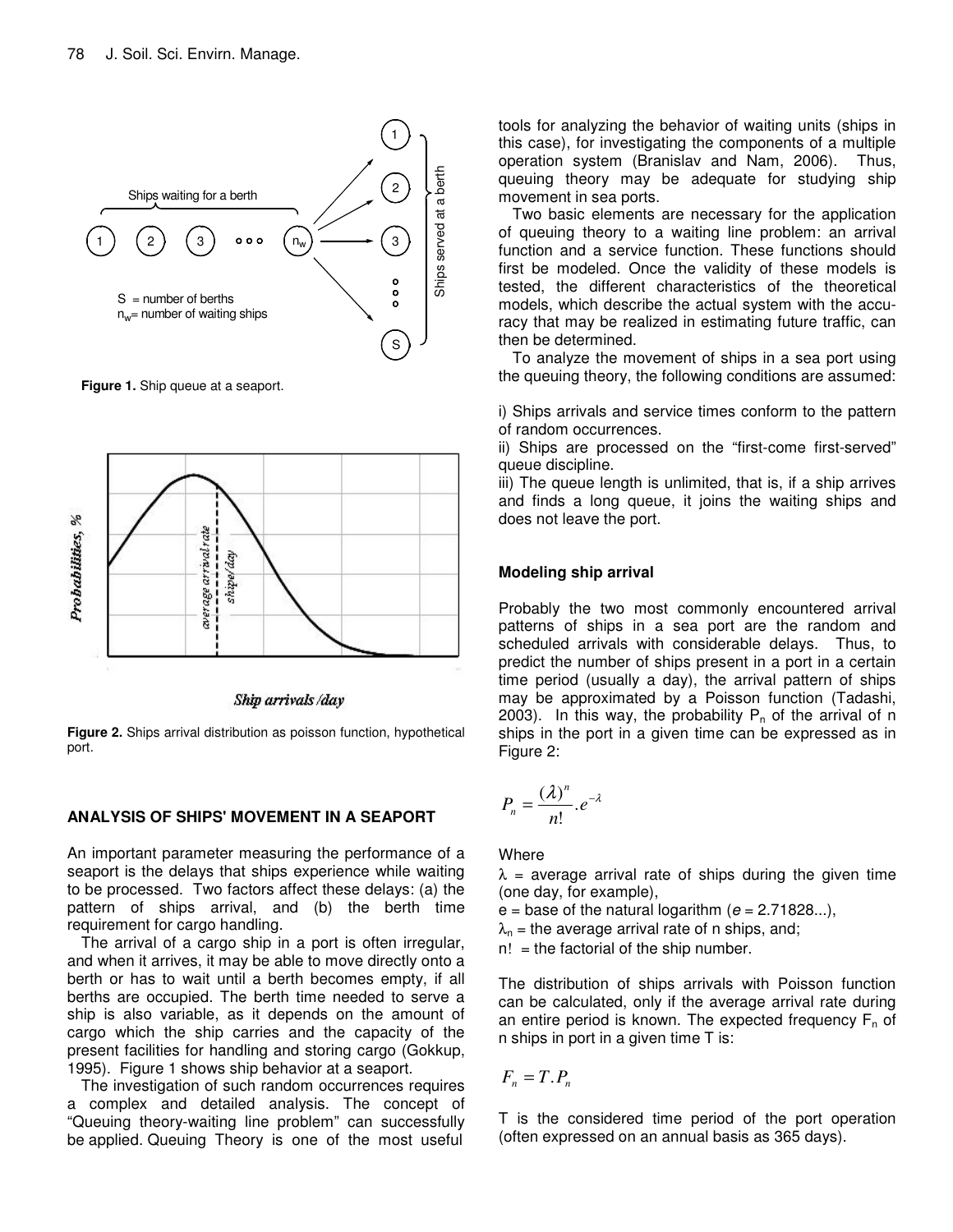Figure 1. Ship queue at a seaport.

Figure 2. Ships arrival distribution as poisson function, hypothetical port.

## ANALYSIS OF SHIPS' MOVEMENT IN A SEAPORT

An important parameter measuring the performance of a seaport is the delays that ships experience while waiting to be processed. Two factors affect these delays: (a) the pattern of ships arrival, and (b) the berth time requirement for cargo handling.

The arrival of a cargo ship in a port is often irregular, and when it arrives, it may be able to move directly onto a berth or has to wait until a berth becomes empty, if all berths are occupied. The berth time needed to serve a ship is also variable, as it depends on the amount of cargo which the ship carries and the capacity of the present facilities for handling and storing cargo (Gokkup, 1995). Figure 1 shows ship behavior at a seaport.

The investigation of such random occurrences requires a complex and detailed analysis. The concept of "Queuing theory-waiting line problem" can successfully be applied. Queuing Theory is one of the most useful tools for analyzing the behavior of waiting units (ships in this case), for investigating the components of a multiple operation system (Branislav and Nam, 2006). Thus, queuing theory may be adequate for studying ship movement in sea ports.

Two basic elements are necessary for the application of queuing theory to a waiting line problem: an arrival function and a service function. These functions should first be modeled. Once the validity of these models is tested, the different characteristics of the theoretical models, which describe the actual system with the accuracy that may be realized in estimating future traffic, can then be determined.

To analyze the movement of ships in a sea port using the queuing theory, the following conditions are assumed:

i) Ships arrivals and service times conform to the pattern of random occurrences.

ii) Ships are processed on the "first-come first-served" queue discipline.

iii) The queue length is unlimited, that is, if a ship arrives and finds a long queue, it joins the waiting ships and does not leave the port.

### Modeling ship arrival

Probably the two most commonly encountered arrival patterns of ships in a sea port are the random and scheduled arrivals with considerable delays. Thus, to predict the number of ships present in a port in a certain time period (usually a day), the arrival pattern of ships may be approximated by a Poisson function (Tadashi, 2003). In this way, the probability $P_n$ of the arrival of n ships in the port in a given time can be expressed as in Figure 2:

$$P_n = \frac{(\lambda)^n}{n!}.e^{-\lambda}$$

Where

$\lambda$ = average arrival rate of ships during the given time (one day, for example),

e = base of the natural logarithm ($e$ = 2.71828...),

$\lambda_n$ = the average arrival rate of n ships, and;

n! = the factorial of the ship number.

The distribution of ships arrivals with Poisson function can be calculated, only if the average arrival rate during an entire period is known. The expected frequency $F_n$ of n ships in port in a given time T is:

$$F_n = T.P_n$$

T is the considered time period of the port operation (often expressed on an annual basis as 365 days).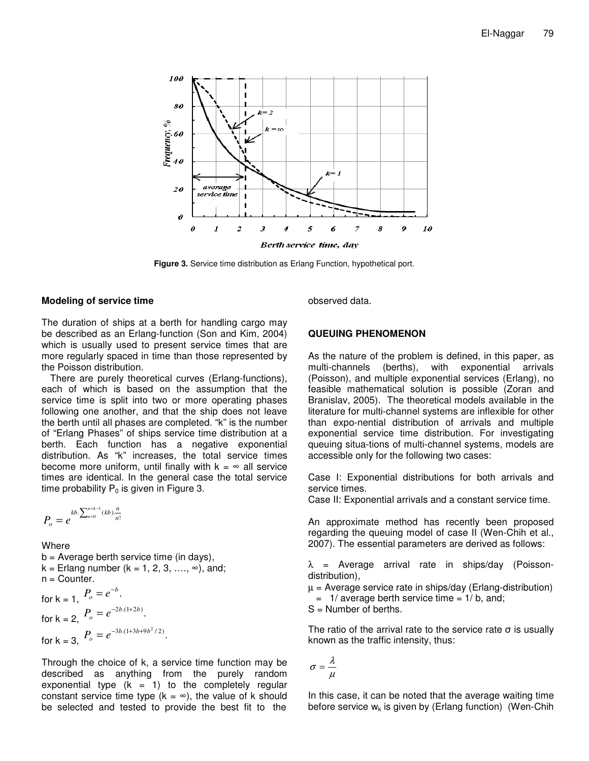Figure 3. Service time distribution as Erlang Function, hypothetical port.

### Modeling of service time

The duration of ships at a berth for handling cargo may be described as an Erlang-function (Son and Kim, 2004) which is usually used to present service times that are more regularly spaced in time than those represented by the Poisson distribution.

There are purely theoretical curves (Erlang-functions), each of which is based on the assumption that the service time is split into two or more operating phases following one another, and that the ship does not leave the berth until all phases are completed. "k" is the number of "Erlang Phases" of ships service time distribution at a berth. Each function has a negative exponential distribution. As "k" increases, the total service times become more uniform, until finally with k = ∞ all service times are identical. In the general case the total service time probability $P_0$ is given in Figure 3.

$$P_o = e^{kb.\sum_{n=0}^{n=k-1}(kb).\frac{n}{n!}}$$

Where

b = Average berth service time (in days),
k = Erlang number (k = 1, 2, 3, …., ∞), and;
n = Counter.

for k = 1, $P_o = e^{-b}$.

for k = 2, $P_o = e^{-2b.(1+2b)}$.

for k = 3, $P_o = e^{-3b.(1+3b+9b^2/2)}$.

Through the choice of k, a service time function may be described as anything from the purely random exponential type (k = 1) to the completely regular constant service time type (k = ∞), the value of k should be selected and tested to provide the best fit to the observed data.

## QUEUING PHENOMENON

As the nature of the problem is defined, in this paper, as multi-channels (berths), with exponential arrivals (Poisson), and multiple exponential services (Erlang), no feasible mathematical solution is possible (Zoran and Branislav, 2005). The theoretical models available in the literature for multi-channel systems are inflexible for other than expo-nential distribution of arrivals and multiple exponential service time distribution. For investigating queuing situa-tions of multi-channel systems, models are accessible only for the following two cases:

Case I: Exponential distributions for both arrivals and service times.
Case II: Exponential arrivals and a constant service time.

An approximate method has recently been proposed regarding the queuing model of case II (Wen-Chih et al., 2007). The essential parameters are derived as follows:

λ = Average arrival rate in ships/day (Poisson-distribution),
μ = Average service rate in ships/day (Erlang-distribution) = 1/ average berth service time = 1/ b, and;
S = Number of berths.

The ratio of the arrival rate to the service rate σ is usually known as the traffic intensity, thus:

$$\sigma = \frac{\lambda}{\mu}$$

In this case, it can be noted that the average waiting time before service $w_k$ is given by (Erlang function) (Wen-Chih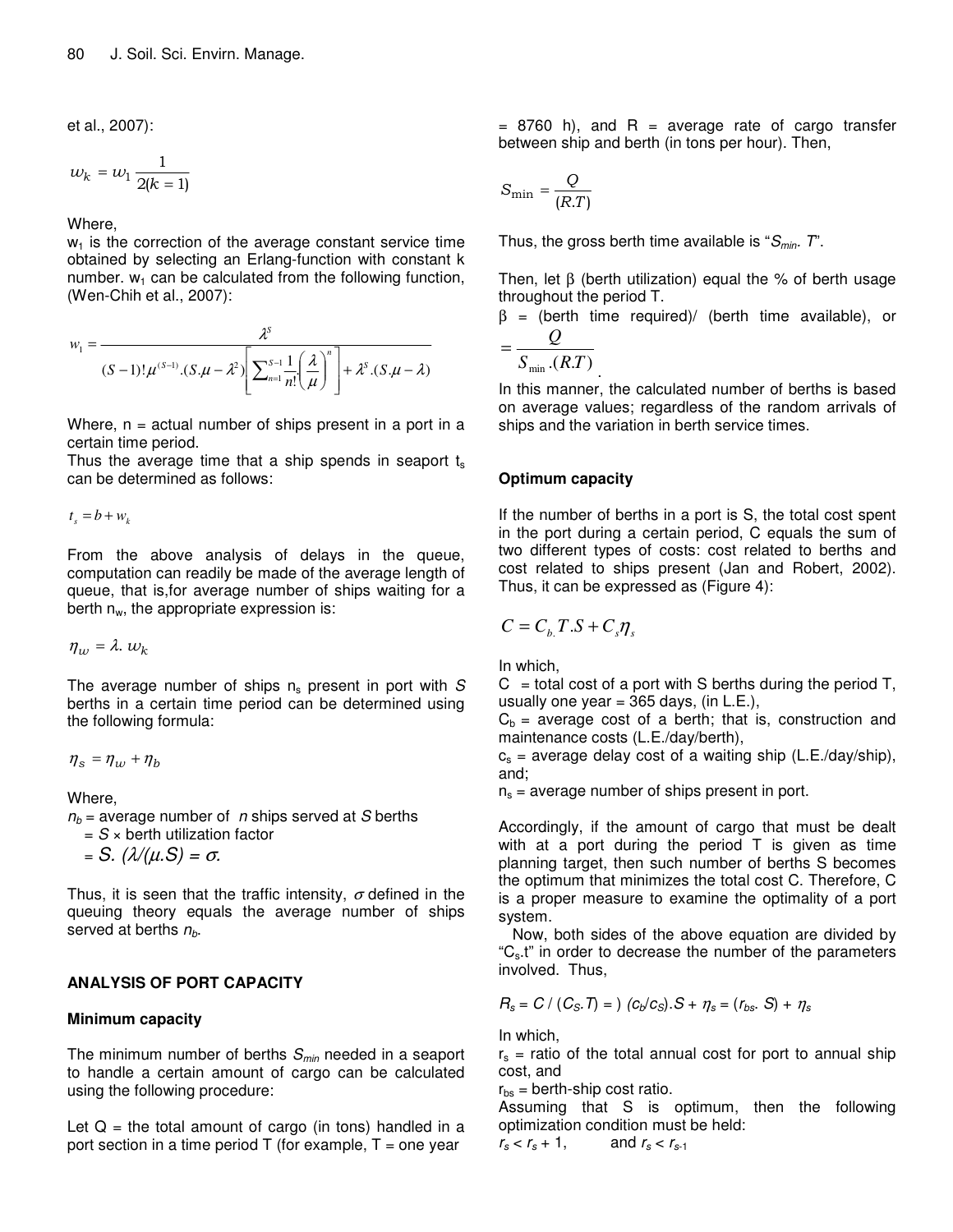et al., 2007):

$$w_k = w_1 \frac{1}{2(k = 1)}$$

Where,

$w_1$ is the correction of the average constant service time obtained by selecting an Erlang-function with constant k number. $w_1$ can be calculated from the following function, (Wen-Chih et al., 2007):

$$w_1 = \frac{\lambda^S}{(S-1)!\mu^{(S-1)}.(S.\mu - \lambda^2)\left[\sum_{n=1}^{S-1}\frac{1}{n!}\left(\frac{\lambda}{\mu}\right)^n\right] + \lambda^S.(S.\mu - \lambda)}$$

Where, n = actual number of ships present in a port in a certain time period.

Thus the average time that a ship spends in seaport $t_s$ can be determined as follows:

$$t_s = b + w_k$$

From the above analysis of delays in the queue, computation can readily be made of the average length of queue, that is,for average number of ships waiting for a berth $n_w$, the appropriate expression is:

$$\eta_w = \lambda.\, w_k$$

The average number of ships $n_s$ present in port with *S* berths in a certain time period can be determined using the following formula:

$$\eta_s = \eta_w + \eta_b$$

Where,

$n_b$ = average number of *n* ships served at *S* berths
= *S* × berth utilization factor
= $S.\,(\lambda/(\mu.S) = \sigma$.

Thus, it is seen that the traffic intensity, $\sigma$ defined in the queuing theory equals the average number of ships served at berths $n_b$.

## ANALYSIS OF PORT CAPACITY

### Minimum capacity

The minimum number of berths $S_{min}$ needed in a seaport to handle a certain amount of cargo can be calculated using the following procedure:

Let Q = the total amount of cargo (in tons) handled in a port section in a time period T (for example, T = one year = 8760 h), and R = average rate of cargo transfer between ship and berth (in tons per hour). Then,

$$S_{\min} = \frac{Q}{(R.T)}$$

Thus, the gross berth time available is "$S_{min}.\, T$".

Then, let β (berth utilization) equal the % of berth usage throughout the period T.

β = (berth time required)/ (berth time available), or $= \frac{Q}{S_{\min}.(R.T)}$.

In this manner, the calculated number of berths is based on average values; regardless of the random arrivals of ships and the variation in berth service times.

### Optimum capacity

If the number of berths in a port is S, the total cost spent in the port during a certain period, C equals the sum of two different types of costs: cost related to berths and cost related to ships present (Jan and Robert, 2002). Thus, it can be expressed as (Figure 4):

$$C = C_{b.}\,T.S + C_s \eta_s$$

In which,

C = total cost of a port with S berths during the period T, usually one year = 365 days, (in L.E.),

$C_b$ = average cost of a berth; that is, construction and maintenance costs (L.E./day/berth),

$c_s$ = average delay cost of a waiting ship (L.E./day/ship), and;

$n_s$ = average number of ships present in port.

Accordingly, if the amount of cargo that must be dealt with at a port during the period T is given as time planning target, then such number of berths S becomes the optimum that minimizes the total cost C. Therefore, C is a proper measure to examine the optimality of a port system.

Now, both sides of the above equation are divided by "$C_s$.t" in order to decrease the number of the parameters involved. Thus,

$$R_s = C / (C_S.T) = )\ (c_b/c_S).S + \eta_s = (r_{bs}.\, S) + \eta_s$$

In which,

$r_s$ = ratio of the total annual cost for port to annual ship cost, and

$r_{bs}$ = berth-ship cost ratio.

Assuming that S is optimum, then the following optimization condition must be held:

$r_s < r_s + 1$, and $r_s < r_{s\text{-}1}$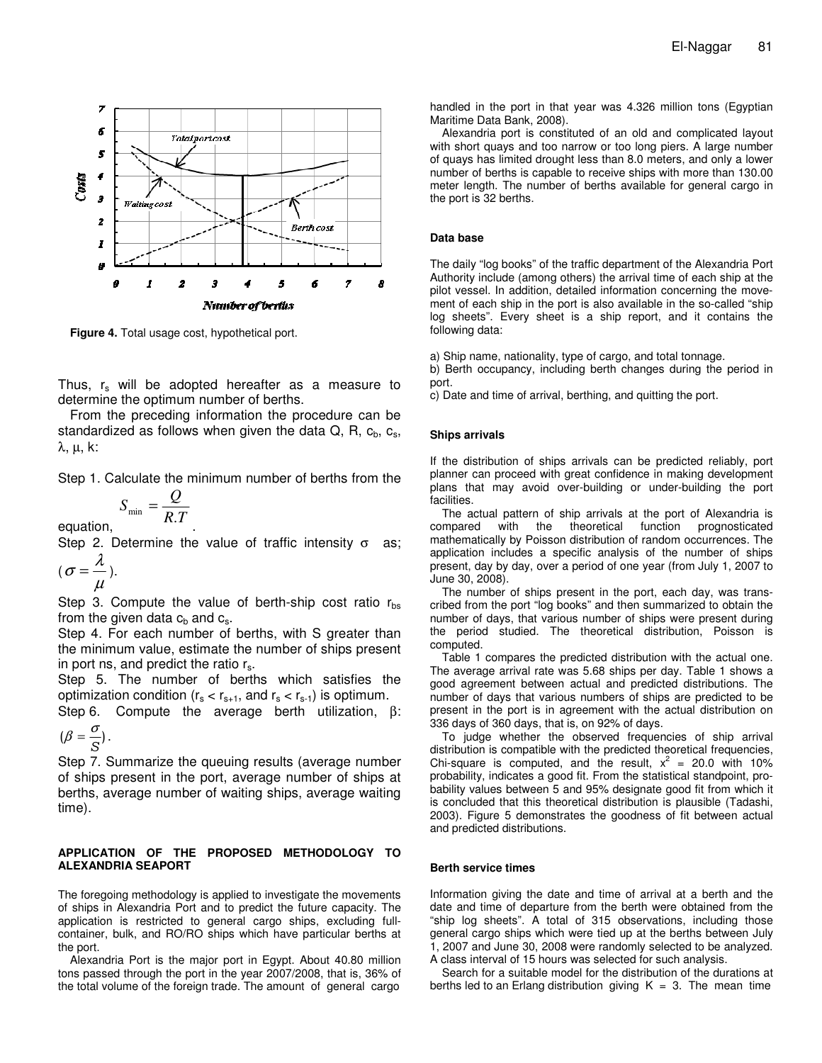Figure 4. Total usage cost, hypothetical port.

Thus, $r_s$ will be adopted hereafter as a measure to determine the optimum number of berths.

From the preceding information the procedure can be standardized as follows when given the data Q, R, $c_b$, $c_s$, $\lambda$, $\mu$, k:

Step 1. Calculate the minimum number of berths from the equation, $S_{\min} = \frac{Q}{R.T}$.

Step 2. Determine the value of traffic intensity $\sigma$ as; ($\sigma = \frac{\lambda}{\mu}$).

Step 3. Compute the value of berth-ship cost ratio $r_{bs}$ from the given data $c_b$ and $c_s$.

Step 4. For each number of berths, with S greater than the minimum value, estimate the number of ships present in port ns, and predict the ratio $r_s$.

Step 5. The number of berths which satisfies the optimization condition ($r_s < r_{s+1}$, and $r_s < r_{s-1}$) is optimum.

Step 6. Compute the average berth utilization, $\beta$: ($\beta = \frac{\sigma}{S}$).

Step 7. Summarize the queuing results (average number of ships present in the port, average number of ships at berths, average number of waiting ships, average waiting time).

## APPLICATION OF THE PROPOSED METHODOLOGY TO ALEXANDRIA SEAPORT

The foregoing methodology is applied to investigate the movements of ships in Alexandria Port and to predict the future capacity. The application is restricted to general cargo ships, excluding full-container, bulk, and RO/RO ships which have particular berths at the port.

Alexandria Port is the major port in Egypt. About 40.80 million tons passed through the port in the year 2007/2008, that is, 36% of the total volume of the foreign trade. The amount of general cargo handled in the port in that year was 4.326 million tons (Egyptian Maritime Data Bank, 2008).

Alexandria port is constituted of an old and complicated layout with short quays and too narrow or too long piers. A large number of quays has limited drought less than 8.0 meters, and only a lower number of berths is capable to receive ships with more than 130.00 meter length. The number of berths available for general cargo in the port is 32 berths.

### Data base

The daily "log books" of the traffic department of the Alexandria Port Authority include (among others) the arrival time of each ship at the pilot vessel. In addition, detailed information concerning the movement of each ship in the port is also available in the so-called "ship log sheets". Every sheet is a ship report, and it contains the following data:

a) Ship name, nationality, type of cargo, and total tonnage.
b) Berth occupancy, including berth changes during the period in port.
c) Date and time of arrival, berthing, and quitting the port.

### Ships arrivals

If the distribution of ships arrivals can be predicted reliably, port planner can proceed with great confidence in making development plans that may avoid over-building or under-building the port facilities.

The actual pattern of ship arrivals at the port of Alexandria is compared with the theoretical function prognosticated mathematically by Poisson distribution of random occurrences. The application includes a specific analysis of the number of ships present, day by day, over a period of one year (from July 1, 2007 to June 30, 2008).

The number of ships present in the port, each day, was transcribed from the port "log books" and then summarized to obtain the number of days, that various number of ships were present during the period studied. The theoretical distribution, Poisson is computed.

Table 1 compares the predicted distribution with the actual one. The average arrival rate was 5.68 ships per day. Table 1 shows a good agreement between actual and predicted distributions. The number of days that various numbers of ships are predicted to be present in the port is in agreement with the actual distribution on 336 days of 360 days, that is, on 92% of days.

To judge whether the observed frequencies of ship arrival distribution is compatible with the predicted theoretical frequencies, Chi-square is computed, and the result, $x^2$ = 20.0 with 10% probability, indicates a good fit. From the statistical standpoint, probability values between 5 and 95% designate good fit from which it is concluded that this theoretical distribution is plausible (Tadashi, 2003). Figure 5 demonstrates the goodness of fit between actual and predicted distributions.

### Berth service times

Information giving the date and time of arrival at a berth and the date and time of departure from the berth were obtained from the "ship log sheets". A total of 315 observations, including those general cargo ships which were tied up at the berths between July 1, 2007 and June 30, 2008 were randomly selected to be analyzed. A class interval of 15 hours was selected for such analysis.

Search for a suitable model for the distribution of the durations at berths led to an Erlang distribution giving K = 3. The mean time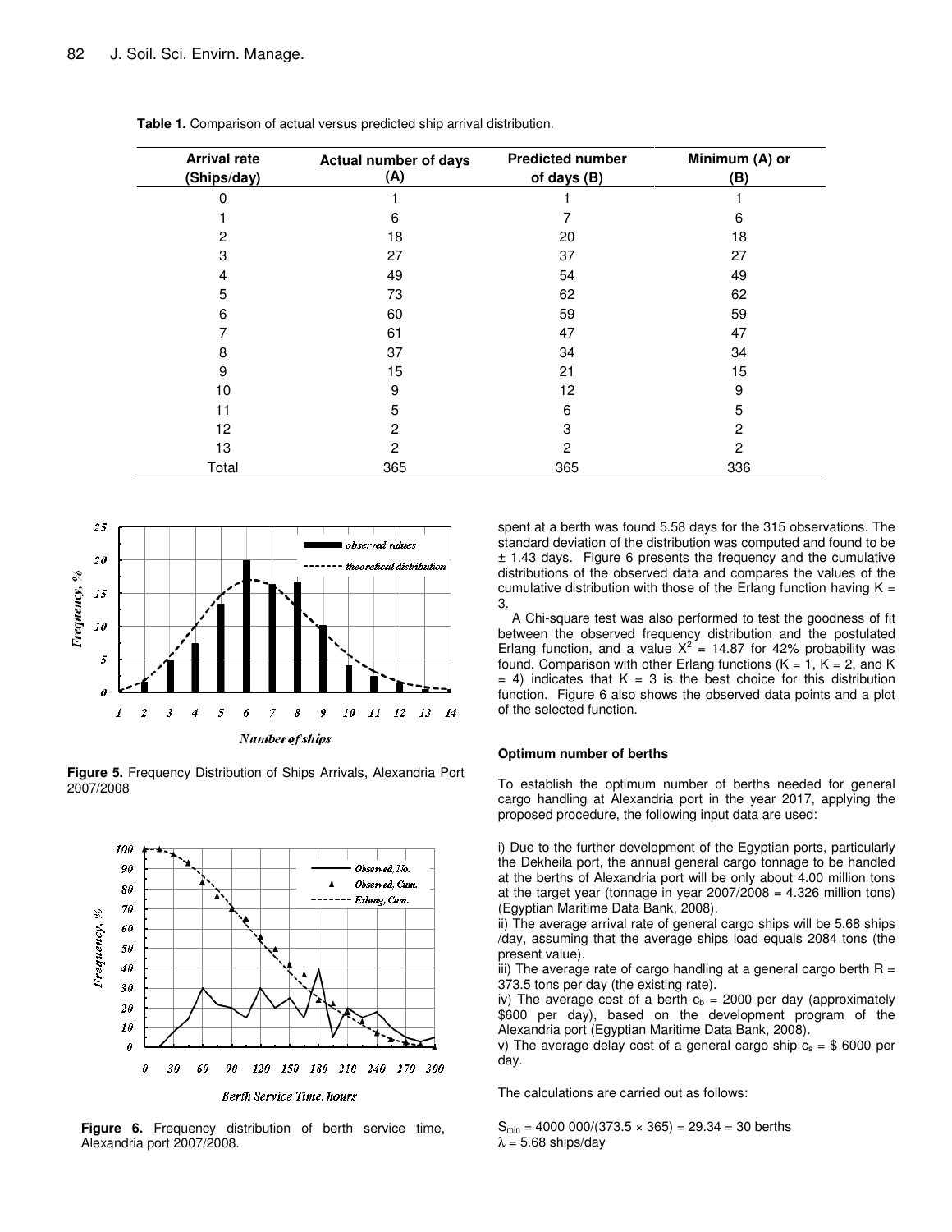**Table 1.** Comparison of actual versus predicted ship arrival distribution.

| Arrival rate (Ships/day) | Actual number of days (A) | Predicted number of days (B) | Minimum (A) or (B) |
|---|---|---|---|
| 0 | 1 | 1 | 1 |
| 1 | 6 | 7 | 6 |
| 2 | 18 | 20 | 18 |
| 3 | 27 | 37 | 27 |
| 4 | 49 | 54 | 49 |
| 5 | 73 | 62 | 62 |
| 6 | 60 | 59 | 59 |
| 7 | 61 | 47 | 47 |
| 8 | 37 | 34 | 34 |
| 9 | 15 | 21 | 15 |
| 10 | 9 | 12 | 9 |
| 11 | 5 | 6 | 5 |
| 12 | 2 | 3 | 2 |
| 13 | 2 | 2 | 2 |
| Total | 365 | 365 | 336 |

**Figure 5.** Frequency Distribution of Ships Arrivals, Alexandria Port 2007/2008

**Figure 6.** Frequency distribution of berth service time, Alexandria port 2007/2008.

spent at a berth was found 5.58 days for the 315 observations. The standard deviation of the distribution was computed and found to be ± 1.43 days. Figure 6 presents the frequency and the cumulative distributions of the observed data and compares the values of the cumulative distribution with those of the Erlang function having K = 3.

A Chi-square test was also performed to test the goodness of fit between the observed frequency distribution and the postulated Erlang function, and a value $X^2$ = 14.87 for 42% probability was found. Comparison with other Erlang functions (K = 1, K = 2, and K = 4) indicates that K = 3 is the best choice for this distribution function. Figure 6 also shows the observed data points and a plot of the selected function.

### Optimum number of berths

To establish the optimum number of berths needed for general cargo handling at Alexandria port in the year 2017, applying the proposed procedure, the following input data are used:

i) Due to the further development of the Egyptian ports, particularly the Dekheila port, the annual general cargo tonnage to be handled at the berths of Alexandria port will be only about 4.00 million tons at the target year (tonnage in year 2007/2008 = 4.326 million tons) (Egyptian Maritime Data Bank, 2008).

ii) The average arrival rate of general cargo ships will be 5.68 ships /day, assuming that the average ships load equals 2084 tons (the present value).

iii) The average rate of cargo handling at a general cargo berth R = 373.5 tons per day (the existing rate).

iv) The average cost of a berth $c_b$ = 2000 per day (approximately $600 per day), based on the development program of the Alexandria port (Egyptian Maritime Data Bank, 2008).

v) The average delay cost of a general cargo ship $c_s$ = $ 6000 per day.

The calculations are carried out as follows:

$S_{min}$ = 4000 000/(373.5 × 365) = 29.34 = 30 berths

$\lambda$ = 5.68 ships/day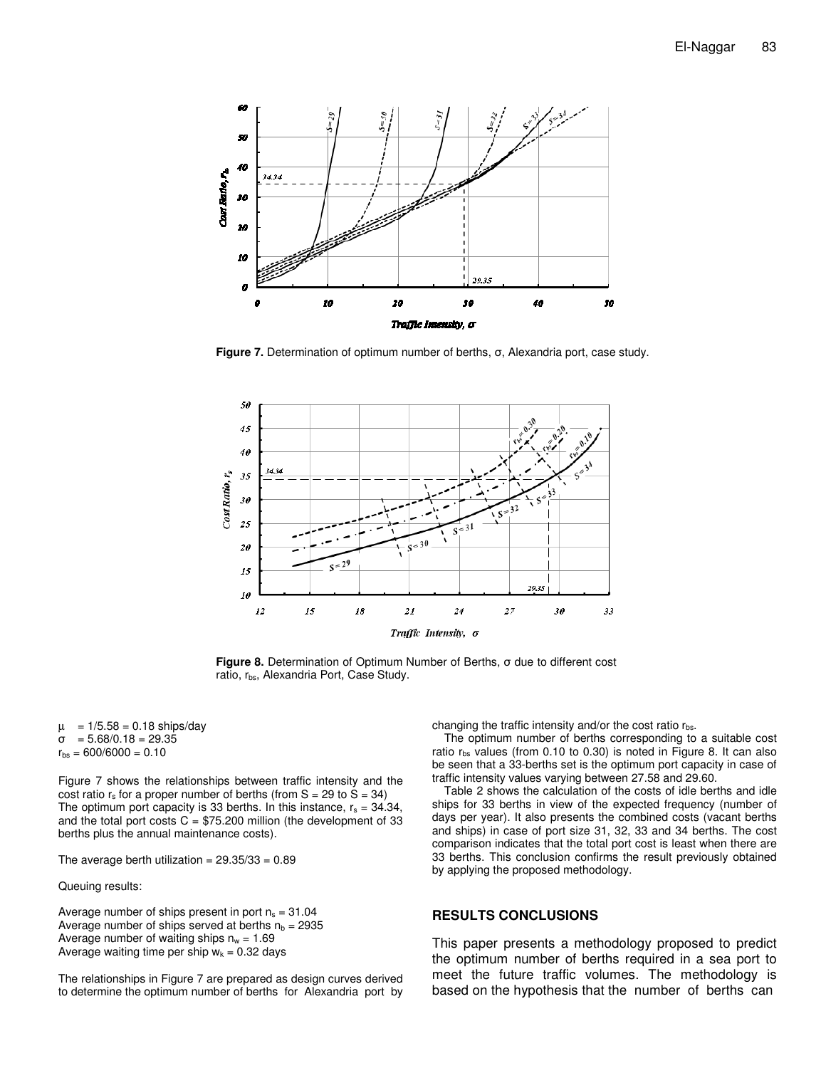**Figure 7.** Determination of optimum number of berths, σ, Alexandria port, case study.

**Figure 8.** Determination of Optimum Number of Berths, σ due to different cost ratio, $r_{bs}$, Alexandria Port, Case Study.

$\mu$ = 1/5.58 = 0.18 ships/day
$\sigma$ = 5.68/0.18 = 29.35
$r_{bs}$ = 600/6000 = 0.10

Figure 7 shows the relationships between traffic intensity and the cost ratio $r_s$ for a proper number of berths (from S = 29 to S = 34) The optimum port capacity is 33 berths. In this instance, $r_s$ = 34.34, and the total port costs C = $75.200 million (the development of 33 berths plus the annual maintenance costs).

The average berth utilization = 29.35/33 = 0.89

Queuing results:

Average number of ships present in port $n_s$ = 31.04
Average number of ships served at berths $n_b$ = 2935
Average number of waiting ships $n_w$ = 1.69
Average waiting time per ship $w_k$ = 0.32 days

The relationships in Figure 7 are prepared as design curves derived to determine the optimum number of berths for Alexandria port by changing the traffic intensity and/or the cost ratio $r_{bs}$.

The optimum number of berths corresponding to a suitable cost ratio $r_{bs}$ values (from 0.10 to 0.30) is noted in Figure 8. It can also be seen that a 33-berths set is the optimum port capacity in case of traffic intensity values varying between 27.58 and 29.60.

Table 2 shows the calculation of the costs of idle berths and idle ships for 33 berths in view of the expected frequency (number of days per year). It also presents the combined costs (vacant berths and ships) in case of port size 31, 32, 33 and 34 berths. The cost comparison indicates that the total port cost is least when there are 33 berths. This conclusion confirms the result previously obtained by applying the proposed methodology.

## RESULTS CONCLUSIONS

This paper presents a methodology proposed to predict the optimum number of berths required in a sea port to meet the future traffic volumes. The methodology is based on the hypothesis that the number of berths can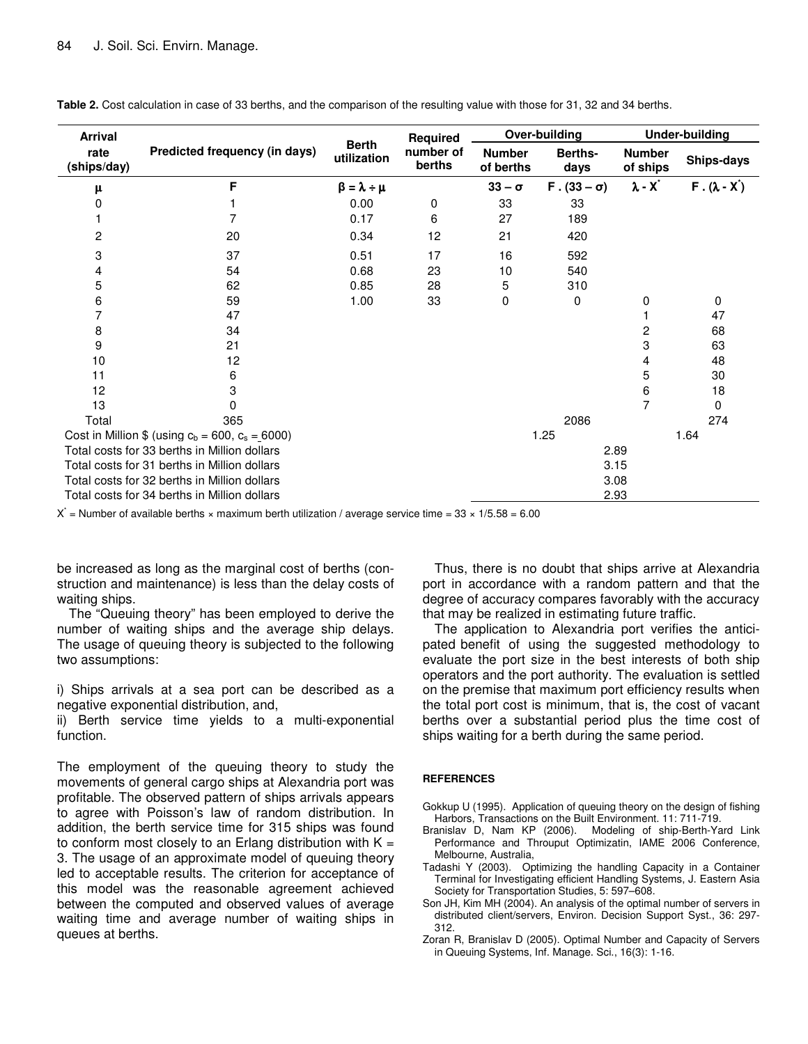**Table 2.** Cost calculation in case of 33 berths, and the comparison of the resulting value with those for 31, 32 and 34 berths.

| Arrival rate (ships/day) | Predicted frequency (in days) | Berth utilization | Required number of berths | Over-building | | Under-building | |
|---|---|---|---|---|---|---|---|
| | | | | Number of berths | Berths-days | Number of ships | Ships-days |
| $\mu$ | F | $\beta = \lambda \div \mu$ | | $33 - \sigma$ | $F \cdot (33 - \sigma)$ | $\lambda - X^{*}$ | $F \cdot (\lambda - X^{*})$ |
| 0 | 1 | 0.00 | 0 | 33 | 33 | | |
| 1 | 7 | 0.17 | 6 | 27 | 189 | | |
| 2 | 20 | 0.34 | 12 | 21 | 420 | | |
| 3 | 37 | 0.51 | 17 | 16 | 592 | | |
| 4 | 54 | 0.68 | 23 | 10 | 540 | | |
| 5 | 62 | 0.85 | 28 | 5 | 310 | | |
| 6 | 59 | 1.00 | 33 | 0 | 0 | 0 | 0 |
| 7 | 47 | | | | | 1 | 47 |
| 8 | 34 | | | | | 2 | 68 |
| 9 | 21 | | | | | 3 | 63 |
| 10 | 12 | | | | | 4 | 48 |
| 11 | 6 | | | | | 5 | 30 |
| 12 | 3 | | | | | 6 | 18 |
| 13 | 0 | | | | | 7 | 0 |
| Total | 365 | | | | 2086 | | 274 |
| Cost in Million \$ (using $c_b = 600$, $c_s = 6000$) | | | | | 1.25 | | 1.64 |
| Total costs for 33 berths in Million dollars | | | | | 2.89 | | |
| Total costs for 31 berths in Million dollars | | | | | 3.15 | | |
| Total costs for 32 berths in Million dollars | | | | | 3.08 | | |
| Total costs for 34 berths in Million dollars | | | | | 2.93 | | |

$X^{*}$ = Number of available berths × maximum berth utilization / average service time = 33 × 1/5.58 = 6.00

be increased as long as the marginal cost of berths (construction and maintenance) is less than the delay costs of waiting ships.

The "Queuing theory" has been employed to derive the number of waiting ships and the average ship delays. The usage of queuing theory is subjected to the following two assumptions:

i) Ships arrivals at a sea port can be described as a negative exponential distribution, and,
ii) Berth service time yields to a multi-exponential function.

The employment of the queuing theory to study the movements of general cargo ships at Alexandria port was profitable. The observed pattern of ships arrivals appears to agree with Poisson's law of random distribution. In addition, the berth service time for 315 ships was found to conform most closely to an Erlang distribution with K = 3. The usage of an approximate model of queuing theory led to acceptable results. The criterion for acceptance of this model was the reasonable agreement achieved between the computed and observed values of average waiting time and average number of waiting ships in queues at berths.

Thus, there is no doubt that ships arrive at Alexandria port in accordance with a random pattern and that the degree of accuracy compares favorably with the accuracy that may be realized in estimating future traffic.

The application to Alexandria port verifies the anticipated benefit of using the suggested methodology to evaluate the port size in the best interests of both ship operators and the port authority. The evaluation is settled on the premise that maximum port efficiency results when the total port cost is minimum, that is, the cost of vacant berths over a substantial period plus the time cost of ships waiting for a berth during the same period.

## REFERENCES

Gokkup U (1995). Application of queuing theory on the design of fishing Harbors, Transactions on the Built Environment. 11: 711-719.

Branislav D, Nam KP (2006). Modeling of ship-Berth-Yard Link Performance and Throuput Optimizatin, IAME 2006 Conference, Melbourne, Australia,

Tadashi Y (2003). Optimizing the handling Capacity in a Container Terminal for Investigating efficient Handling Systems, J. Eastern Asia Society for Transportation Studies, 5: 597–608.

Son JH, Kim MH (2004). An analysis of the optimal number of servers in distributed client/servers, Environ. Decision Support Syst., 36: 297-312.

Zoran R, Branislav D (2005). Optimal Number and Capacity of Servers in Queuing Systems, Inf. Manage. Sci., 16(3): 1-16.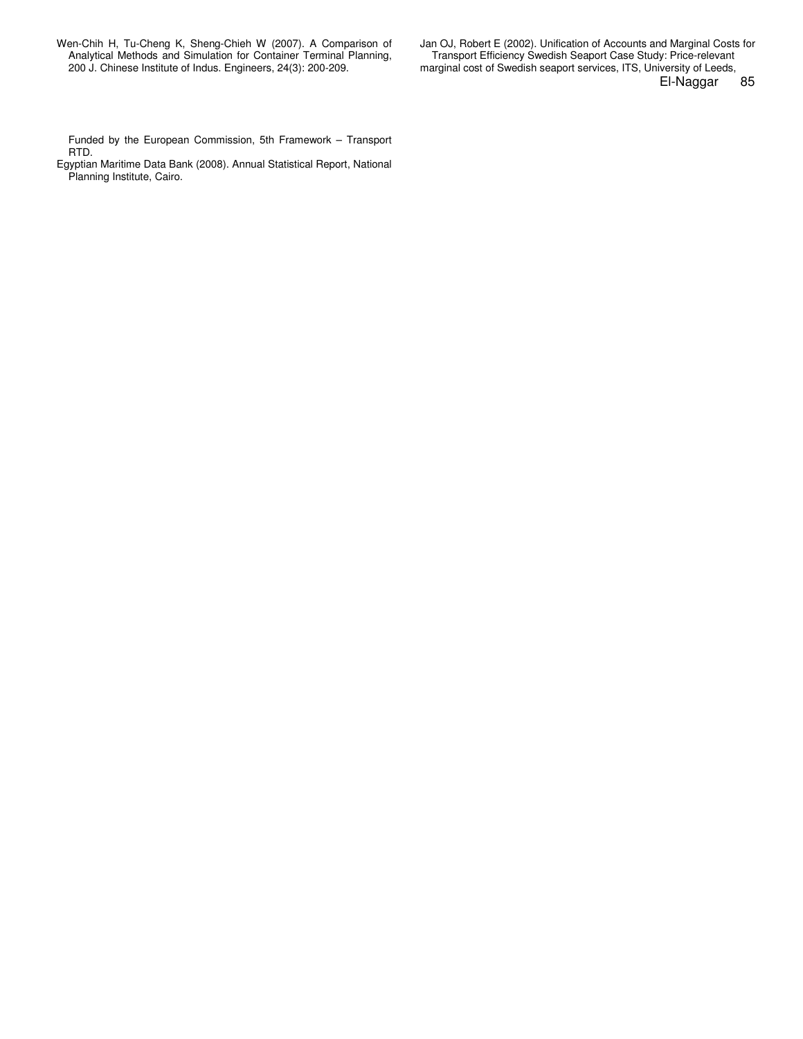Wen-Chih H, Tu-Cheng K, Sheng-Chieh W (2007). A Comparison of Analytical Methods and Simulation for Container Terminal Planning, 200 J. Chinese Institute of Indus. Engineers, 24(3): 200-209.

Jan OJ, Robert E (2002). Unification of Accounts and Marginal Costs for Transport Efficiency Swedish Seaport Case Study: Price-relevant marginal cost of Swedish seaport services, ITS, University of Leeds, Funded by the European Commission, 5th Framework – Transport RTD.

Egyptian Maritime Data Bank (2008). Annual Statistical Report, National Planning Institute, Cairo.